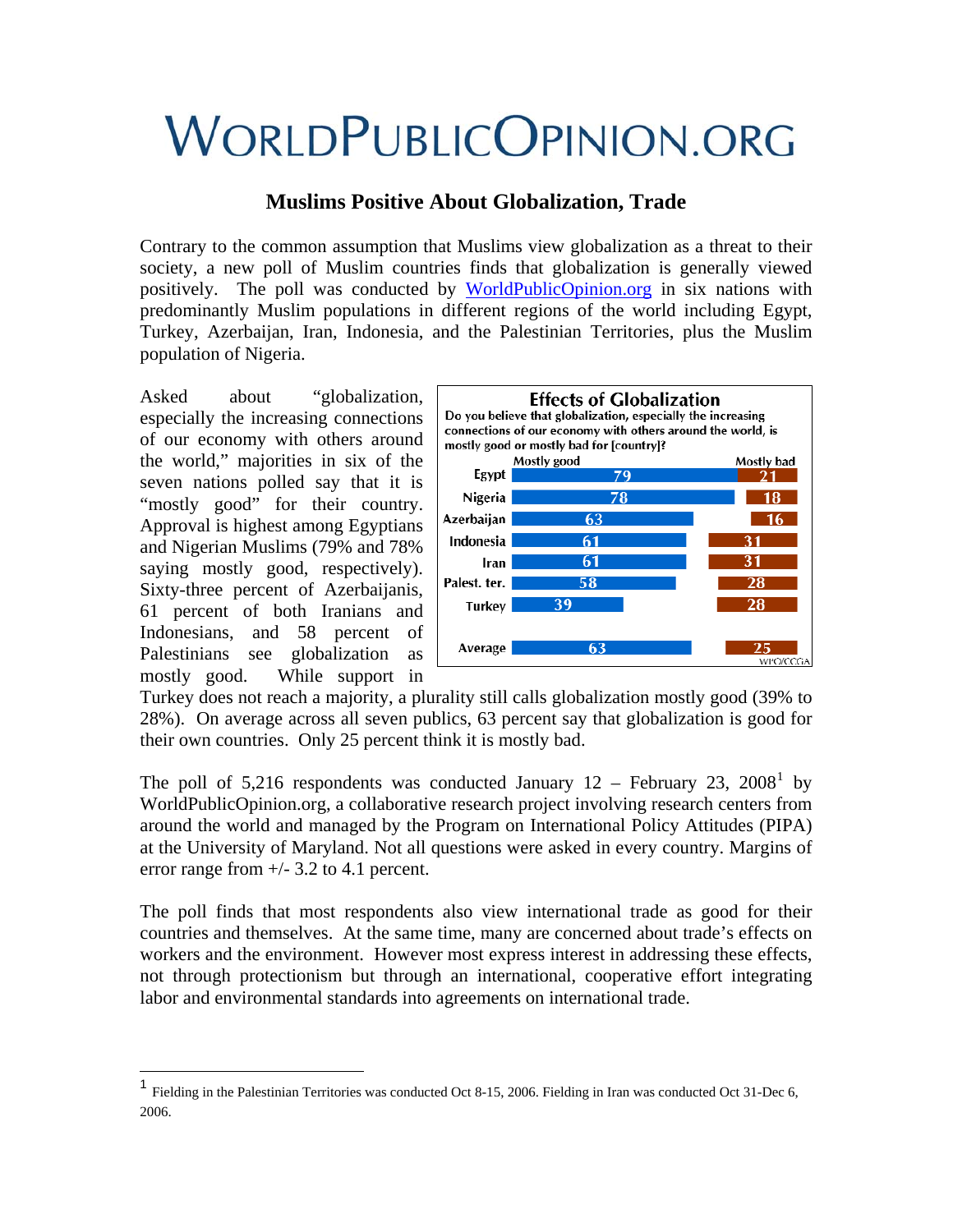# WorldPublicOpinion.org

## Muslims Positive About Globalization, Trade

Contrary to the common assumption that Muslims view globalization as a threat to their society, a new poll of Muslim countries finds that globalization is generally viewed positively. The poll was conducted by WorldPublicOpinion.org in six nations with predominantly Muslim populations in different regions of the world including Egypt, Turkey, Azerbaijan, Iran, Indonesia, and the Palestinian Territories, plus the Muslim population of Nigeria.

**Effects of Globalization**

Do you believe that globalization, especially the increasing connections of our economy with others around the world, is mostly good or mostly bad for [country]?

| | Mostly good | Mostly bad |
|---|---|---|
| Egypt | 79 | 21 |
| Nigeria | 78 | 18 |
| Azerbaijan | 63 | 16 |
| Indonesia | 61 | 31 |
| Iran | 61 | 31 |
| Palest. ter. | 58 | 28 |
| Turkey | 39 | 28 |
| Average | 63 | 25 |

WPO/CCGA

Asked about "globalization, especially the increasing connections of our economy with others around the world," majorities in six of the seven nations polled say that it is "mostly good" for their country. Approval is highest among Egyptians and Nigerian Muslims (79% and 78% saying mostly good, respectively). Sixty-three percent of Azerbaijanis, 61 percent of both Iranians and Indonesians, and 58 percent of Palestinians see globalization as mostly good. While support in Turkey does not reach a majority, a plurality still calls globalization mostly good (39% to 28%). On average across all seven publics, 63 percent say that globalization is good for their own countries. Only 25 percent think it is mostly bad.

The poll of 5,216 respondents was conducted January 12 – February 23, 2008[1] by WorldPublicOpinion.org, a collaborative research project involving research centers from around the world and managed by the Program on International Policy Attitudes (PIPA) at the University of Maryland. Not all questions were asked in every country. Margins of error range from +/- 3.2 to 4.1 percent.

The poll finds that most respondents also view international trade as good for their countries and themselves. At the same time, many are concerned about trade's effects on workers and the environment. However most express interest in addressing these effects, not through protectionism but through an international, cooperative effort integrating labor and environmental standards into agreements on international trade.

[1] Fielding in the Palestinian Territories was conducted Oct 8-15, 2006. Fielding in Iran was conducted Oct 31-Dec 6, 2006.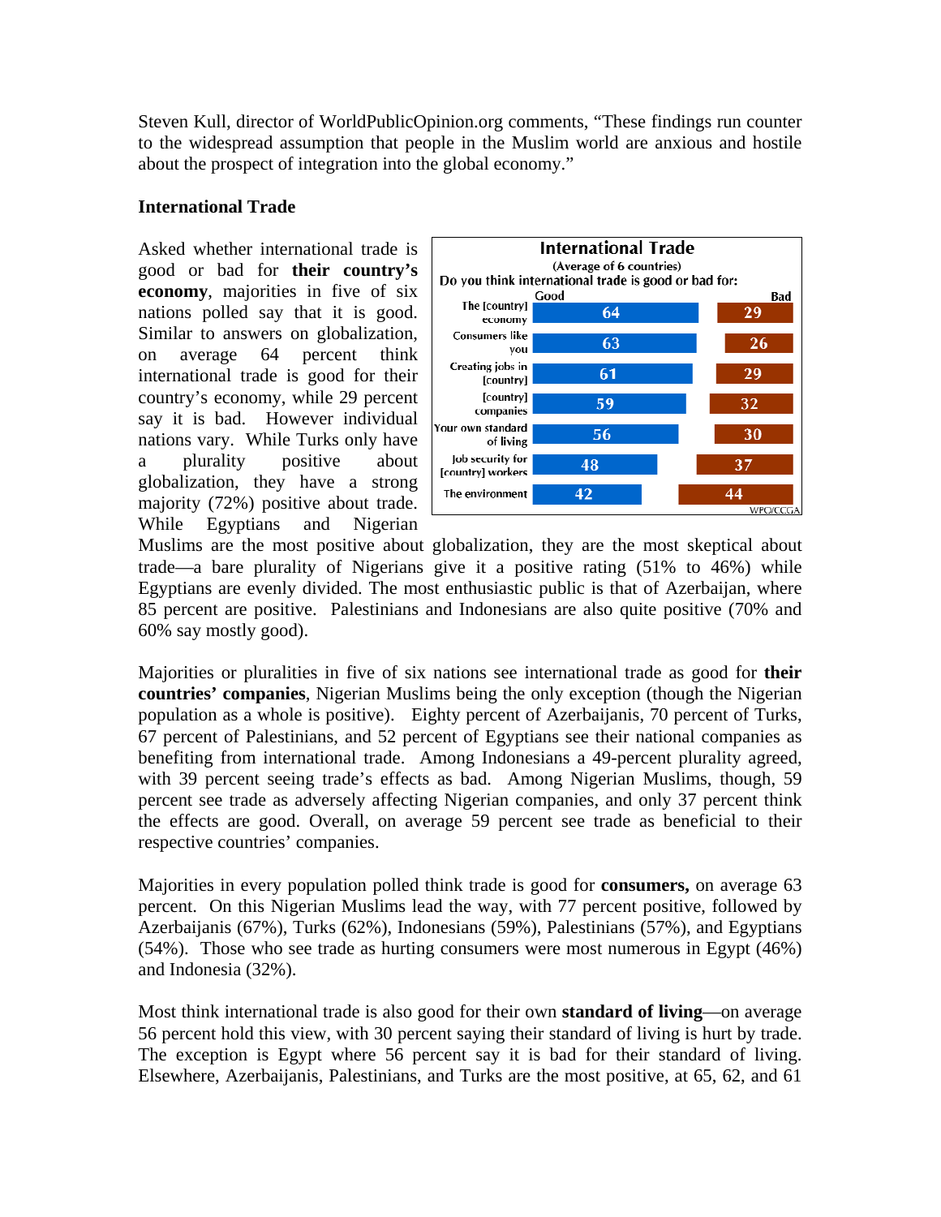Steven Kull, director of WorldPublicOpinion.org comments, "These findings run counter to the widespread assumption that people in the Muslim world are anxious and hostile about the prospect of integration into the global economy."

## International Trade

Asked whether international trade is good or bad for **their country's economy**, majorities in five of six nations polled say that it is good. Similar to answers on globalization, on average 64 percent think international trade is good for their country's economy, while 29 percent say it is bad. However individual nations vary. While Turks only have a plurality positive about globalization, they have a strong majority (72%) positive about trade. While Egyptians and Nigerian Muslims are the most positive about globalization, they are the most skeptical about trade—a bare plurality of Nigerians give it a positive rating (51% to 46%) while Egyptians are evenly divided. The most enthusiastic public is that of Azerbaijan, where 85 percent are positive. Palestinians and Indonesians are also quite positive (70% and 60% say mostly good).

**International Trade**
(Average of 6 countries)
Do you think international trade is good or bad for:

| | Good | Bad |
|---|---|---|
| The [country] economy | 64 | 29 |
| Consumers like you | 63 | 26 |
| Creating jobs in [country] | 61 | 29 |
| [country] companies | 59 | 32 |
| Your own standard of living | 56 | 30 |
| Job security for [country] workers | 48 | 37 |
| The environment | 42 | 44 |

WPO/CCGA

Majorities or pluralities in five of six nations see international trade as good for **their countries' companies**, Nigerian Muslims being the only exception (though the Nigerian population as a whole is positive). Eighty percent of Azerbaijanis, 70 percent of Turks, 67 percent of Palestinians, and 52 percent of Egyptians see their national companies as benefiting from international trade. Among Indonesians a 49-percent plurality agreed, with 39 percent seeing trade's effects as bad. Among Nigerian Muslims, though, 59 percent see trade as adversely affecting Nigerian companies, and only 37 percent think the effects are good. Overall, on average 59 percent see trade as beneficial to their respective countries' companies.

Majorities in every population polled think trade is good for **consumers,** on average 63 percent. On this Nigerian Muslims lead the way, with 77 percent positive, followed by Azerbaijanis (67%), Turks (62%), Indonesians (59%), Palestinians (57%), and Egyptians (54%). Those who see trade as hurting consumers were most numerous in Egypt (46%) and Indonesia (32%).

Most think international trade is also good for their own **standard of living**—on average 56 percent hold this view, with 30 percent saying their standard of living is hurt by trade. The exception is Egypt where 56 percent say it is bad for their standard of living. Elsewhere, Azerbaijanis, Palestinians, and Turks are the most positive, at 65, 62, and 61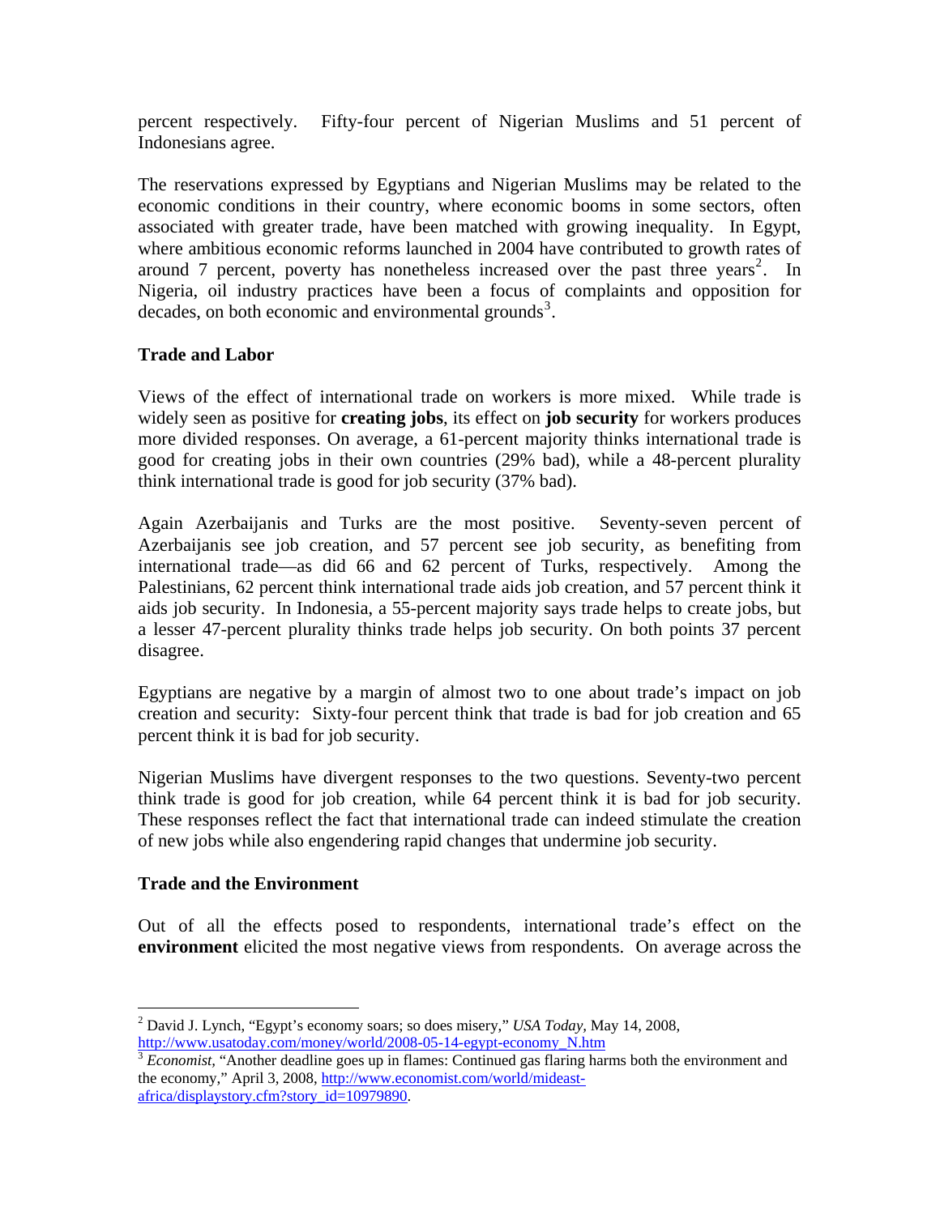percent respectively. Fifty-four percent of Nigerian Muslims and 51 percent of Indonesians agree.

The reservations expressed by Egyptians and Nigerian Muslims may be related to the economic conditions in their country, where economic booms in some sectors, often associated with greater trade, have been matched with growing inequality. In Egypt, where ambitious economic reforms launched in 2004 have contributed to growth rates of around 7 percent, poverty has nonetheless increased over the past three years[2]. In Nigeria, oil industry practices have been a focus of complaints and opposition for decades, on both economic and environmental grounds[3].

### Trade and Labor

Views of the effect of international trade on workers is more mixed. While trade is widely seen as positive for **creating jobs**, its effect on **job security** for workers produces more divided responses. On average, a 61-percent majority thinks international trade is good for creating jobs in their own countries (29% bad), while a 48-percent plurality think international trade is good for job security (37% bad).

Again Azerbaijanis and Turks are the most positive. Seventy-seven percent of Azerbaijanis see job creation, and 57 percent see job security, as benefiting from international trade—as did 66 and 62 percent of Turks, respectively. Among the Palestinians, 62 percent think international trade aids job creation, and 57 percent think it aids job security. In Indonesia, a 55-percent majority says trade helps to create jobs, but a lesser 47-percent plurality thinks trade helps job security. On both points 37 percent disagree.

Egyptians are negative by a margin of almost two to one about trade's impact on job creation and security: Sixty-four percent think that trade is bad for job creation and 65 percent think it is bad for job security.

Nigerian Muslims have divergent responses to the two questions. Seventy-two percent think trade is good for job creation, while 64 percent think it is bad for job security. These responses reflect the fact that international trade can indeed stimulate the creation of new jobs while also engendering rapid changes that undermine job security.

### Trade and the Environment

Out of all the effects posed to respondents, international trade's effect on the **environment** elicited the most negative views from respondents. On average across the

---

[2] David J. Lynch, "Egypt's economy soars; so does misery," *USA Today*, May 14, 2008, http://www.usatoday.com/money/world/2008-05-14-egypt-economy_N.htm

[3] *Economist*, "Another deadline goes up in flames: Continued gas flaring harms both the environment and the economy," April 3, 2008, http://www.economist.com/world/mideast-africa/displaystory.cfm?story_id=10979890.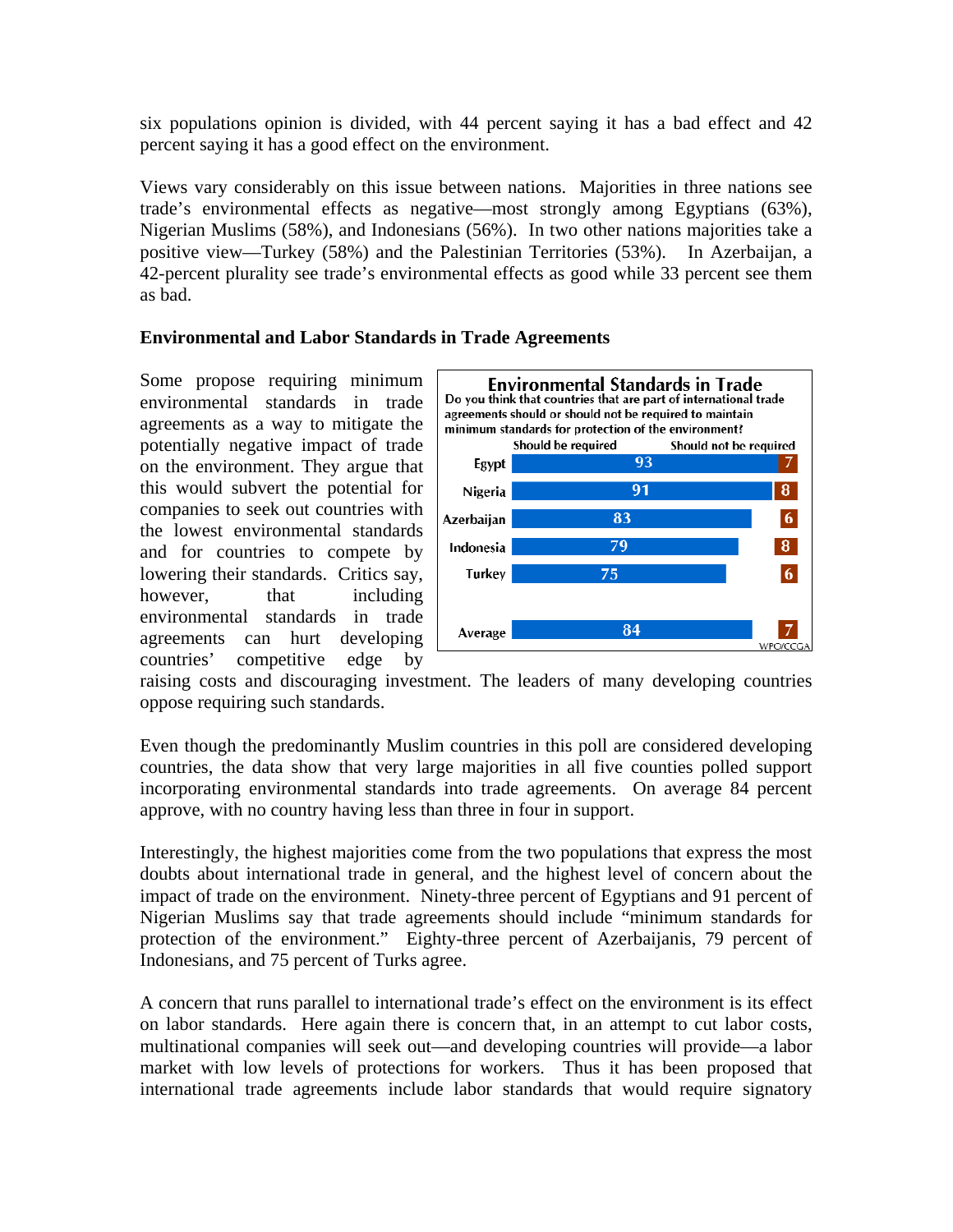six populations opinion is divided, with 44 percent saying it has a bad effect and 42 percent saying it has a good effect on the environment.

Views vary considerably on this issue between nations. Majorities in three nations see trade's environmental effects as negative—most strongly among Egyptians (63%), Nigerian Muslims (58%), and Indonesians (56%). In two other nations majorities take a positive view—Turkey (58%) and the Palestinian Territories (53%). In Azerbaijan, a 42-percent plurality see trade's environmental effects as good while 33 percent see them as bad.

**Environmental and Labor Standards in Trade Agreements**

Some propose requiring minimum environmental standards in trade agreements as a way to mitigate the potentially negative impact of trade on the environment. They argue that this would subvert the potential for companies to seek out countries with the lowest environmental standards and for countries to compete by lowering their standards. Critics say, however, that including environmental standards in trade agreements can hurt developing countries' competitive edge by raising costs and discouraging investment. The leaders of many developing countries oppose requiring such standards.

**Environmental Standards in Trade**

Do you think that countries that are part of international trade agreements should or should not be required to maintain minimum standards for protection of the environment?

| | Should be required | Should not be required |
|---|---|---|
| Egypt | 93 | 7 |
| Nigeria | 91 | 8 |
| Azerbaijan | 83 | 6 |
| Indonesia | 79 | 8 |
| Turkey | 75 | 6 |
| Average | 84 | 7 |

WPO/CCGA

Even though the predominantly Muslim countries in this poll are considered developing countries, the data show that very large majorities in all five counties polled support incorporating environmental standards into trade agreements. On average 84 percent approve, with no country having less than three in four in support.

Interestingly, the highest majorities come from the two populations that express the most doubts about international trade in general, and the highest level of concern about the impact of trade on the environment. Ninety-three percent of Egyptians and 91 percent of Nigerian Muslims say that trade agreements should include "minimum standards for protection of the environment." Eighty-three percent of Azerbaijanis, 79 percent of Indonesians, and 75 percent of Turks agree.

A concern that runs parallel to international trade's effect on the environment is its effect on labor standards. Here again there is concern that, in an attempt to cut labor costs, multinational companies will seek out—and developing countries will provide—a labor market with low levels of protections for workers. Thus it has been proposed that international trade agreements include labor standards that would require signatory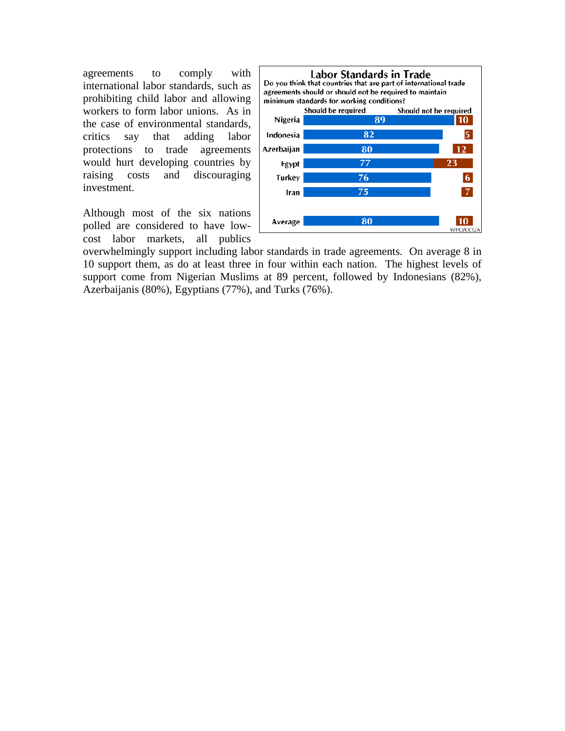agreements to comply with international labor standards, such as prohibiting child labor and allowing workers to form labor unions. As in the case of environmental standards, critics say that adding labor protections to trade agreements would hurt developing countries by raising costs and discouraging investment.

Labor Standards in Trade

Do you think that countries that are part of international trade agreements should or should not be required to maintain minimum standards for working conditions?

Should be required

Should not be required

Nigeria 89 10

Indonesia 82 5

Azerbaijan 80 12

Egypt 77 23

Turkey 76 6

Iran 75 7

Average 80 10

WPO/CCGA

Although most of the six nations polled are considered to have low-cost labor markets, all publics overwhelmingly support including labor standards in trade agreements. On average 8 in 10 support them, as do at least three in four within each nation. The highest levels of support come from Nigerian Muslims at 89 percent, followed by Indonesians (82%), Azerbaijanis (80%), Egyptians (77%), and Turks (76%).